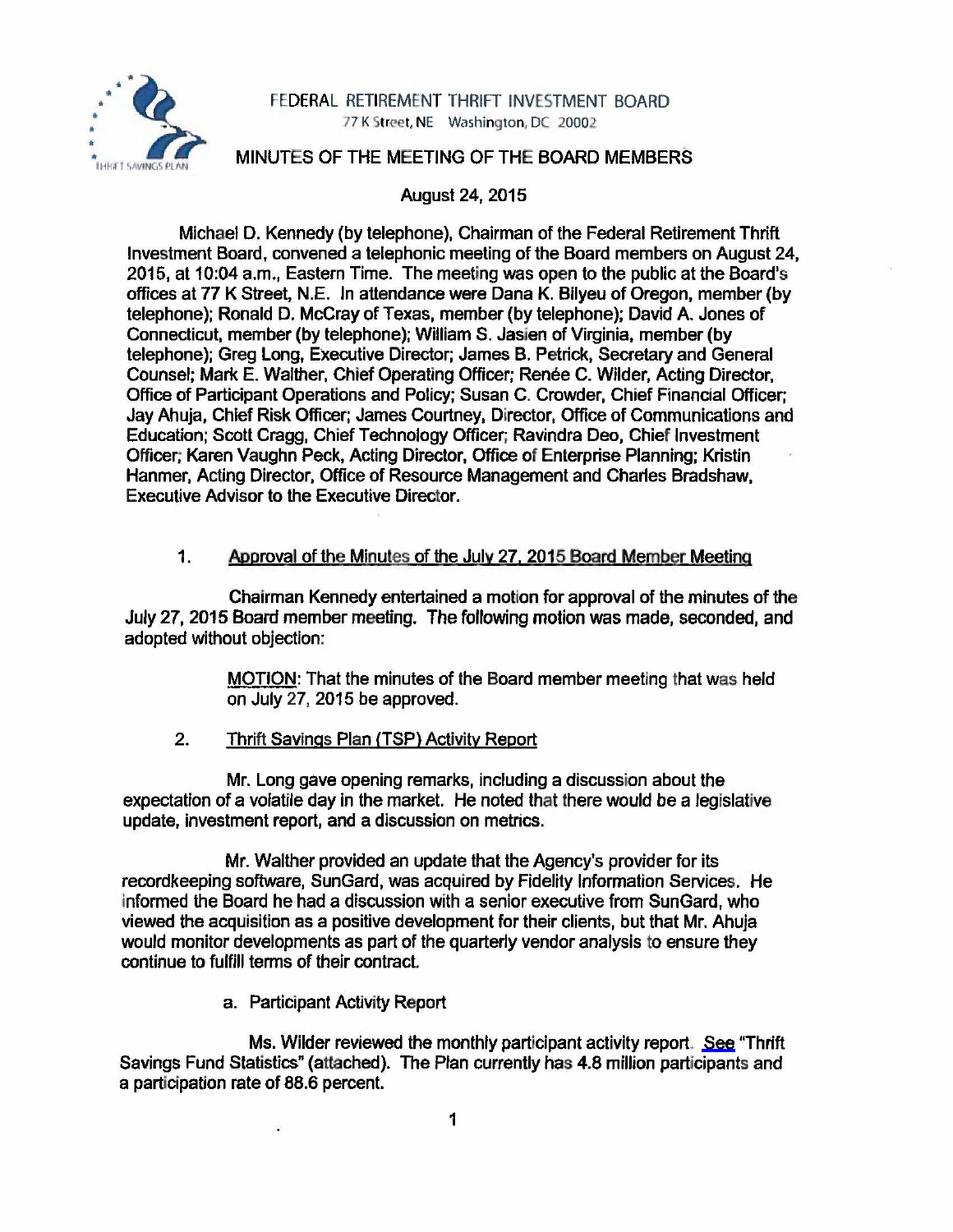FEDERAL RETIREMENT THRIFT INVESTMENT BOARD
77 K Street, NE Washington, DC 20002

# MINUTES OF THE MEETING OF THE BOARD MEMBERS

August 24, 2015

Michael D. Kennedy (by telephone), Chairman of the Federal Retirement Thrift Investment Board, convened a telephonic meeting of the Board members on August 24, 2015, at 10:04 a.m., Eastern Time. The meeting was open to the public at the Board's offices at 77 K Street, N.E. In attendance were Dana K. Bilyeu of Oregon, member (by telephone); Ronald D. McCray of Texas, member (by telephone); David A. Jones of Connecticut, member (by telephone); William S. Jasien of Virginia, member (by telephone); Greg Long, Executive Director; James B. Petrick, Secretary and General Counsel; Mark E. Walther, Chief Operating Officer; Renée C. Wilder, Acting Director, Office of Participant Operations and Policy; Susan C. Crowder, Chief Financial Officer; Jay Ahuja, Chief Risk Officer; James Courtney, Director, Office of Communications and Education; Scott Cragg, Chief Technology Officer; Ravindra Deo, Chief Investment Officer; Karen Vaughn Peck, Acting Director, Office of Enterprise Planning; Kristin Hanmer, Acting Director, Office of Resource Management and Charles Bradshaw, Executive Advisor to the Executive Director.

1. Approval of the Minutes of the July 27, 2015 Board Member Meeting

Chairman Kennedy entertained a motion for approval of the minutes of the July 27, 2015 Board member meeting. The following motion was made, seconded, and adopted without objection:

> MOTION: That the minutes of the Board member meeting that was held on July 27, 2015 be approved.

2. Thrift Savings Plan (TSP) Activity Report

Mr. Long gave opening remarks, including a discussion about the expectation of a volatile day in the market. He noted that there would be a legislative update, investment report, and a discussion on metrics.

Mr. Walther provided an update that the Agency's provider for its recordkeeping software, SunGard, was acquired by Fidelity Information Services. He informed the Board he had a discussion with a senior executive from SunGard, who viewed the acquisition as a positive development for their clients, but that Mr. Ahuja would monitor developments as part of the quarterly vendor analysis to ensure they continue to fulfill terms of their contract.

a. Participant Activity Report

Ms. Wilder reviewed the monthly participant activity report. See "Thrift Savings Fund Statistics" (attached). The Plan currently has 4.8 million participants and a participation rate of 88.6 percent.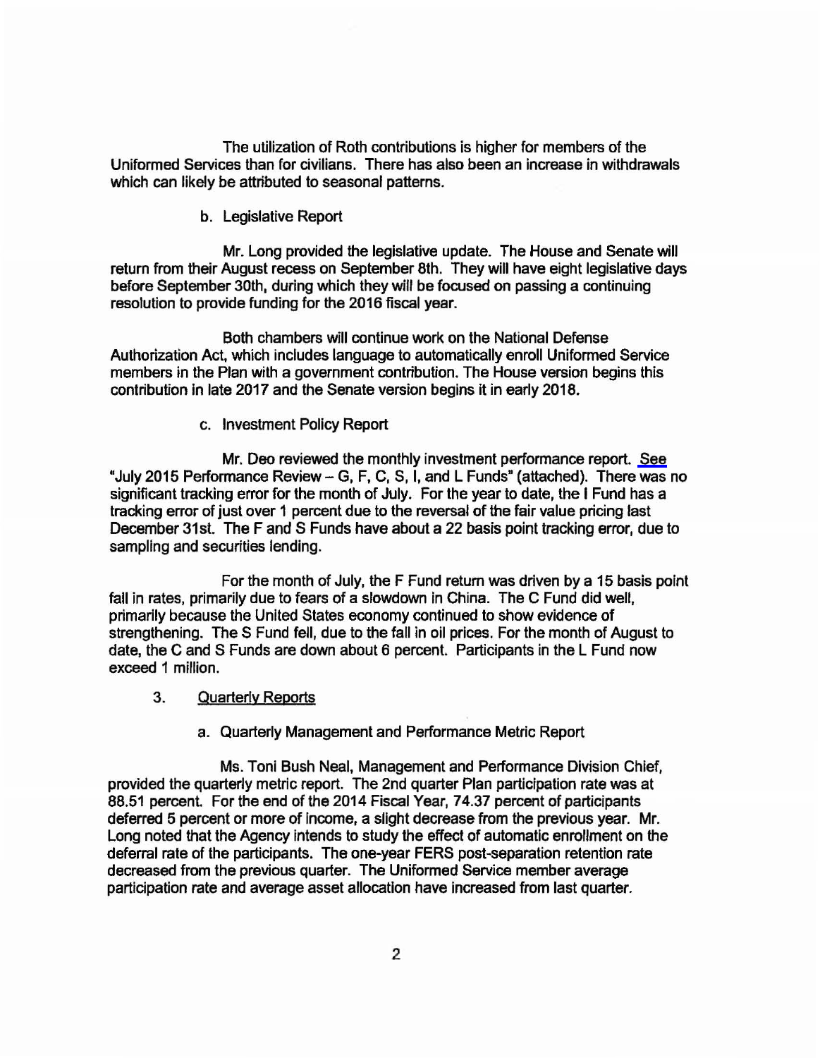The utilization of Roth contributions is higher for members of the Uniformed Services than for civilians. There has also been an increase in withdrawals which can likely be attributed to seasonal patterns.

b. Legislative Report

Mr. Long provided the legislative update. The House and Senate will return from their August recess on September 8th. They will have eight legislative days before September 30th, during which they will be focused on passing a continuing resolution to provide funding for the 2016 fiscal year.

Both chambers will continue work on the National Defense Authorization Act, which includes language to automatically enroll Uniformed Service members in the Plan with a government contribution. The House version begins this contribution in late 2017 and the Senate version begins it in early 2018.

c. Investment Policy Report

Mr. Deo reviewed the monthly investment performance report. See "July 2015 Performance Review – G, F, C, S, I, and L Funds" (attached). There was no significant tracking error for the month of July. For the year to date, the I Fund has a tracking error of just over 1 percent due to the reversal of the fair value pricing last December 31st. The F and S Funds have about a 22 basis point tracking error, due to sampling and securities lending.

For the month of July, the F Fund return was driven by a 15 basis point fall in rates, primarily due to fears of a slowdown in China. The C Fund did well, primarily because the United States economy continued to show evidence of strengthening. The S Fund fell, due to the fall in oil prices. For the month of August to date, the C and S Funds are down about 6 percent. Participants in the L Fund now exceed 1 million.

3. Quarterly Reports

a. Quarterly Management and Performance Metric Report

Ms. Toni Bush Neal, Management and Performance Division Chief, provided the quarterly metric report. The 2nd quarter Plan participation rate was at 88.51 percent. For the end of the 2014 Fiscal Year, 74.37 percent of participants deferred 5 percent or more of income, a slight decrease from the previous year. Mr. Long noted that the Agency intends to study the effect of automatic enrollment on the deferral rate of the participants. The one-year FERS post-separation retention rate decreased from the previous quarter. The Uniformed Service member average participation rate and average asset allocation have increased from last quarter.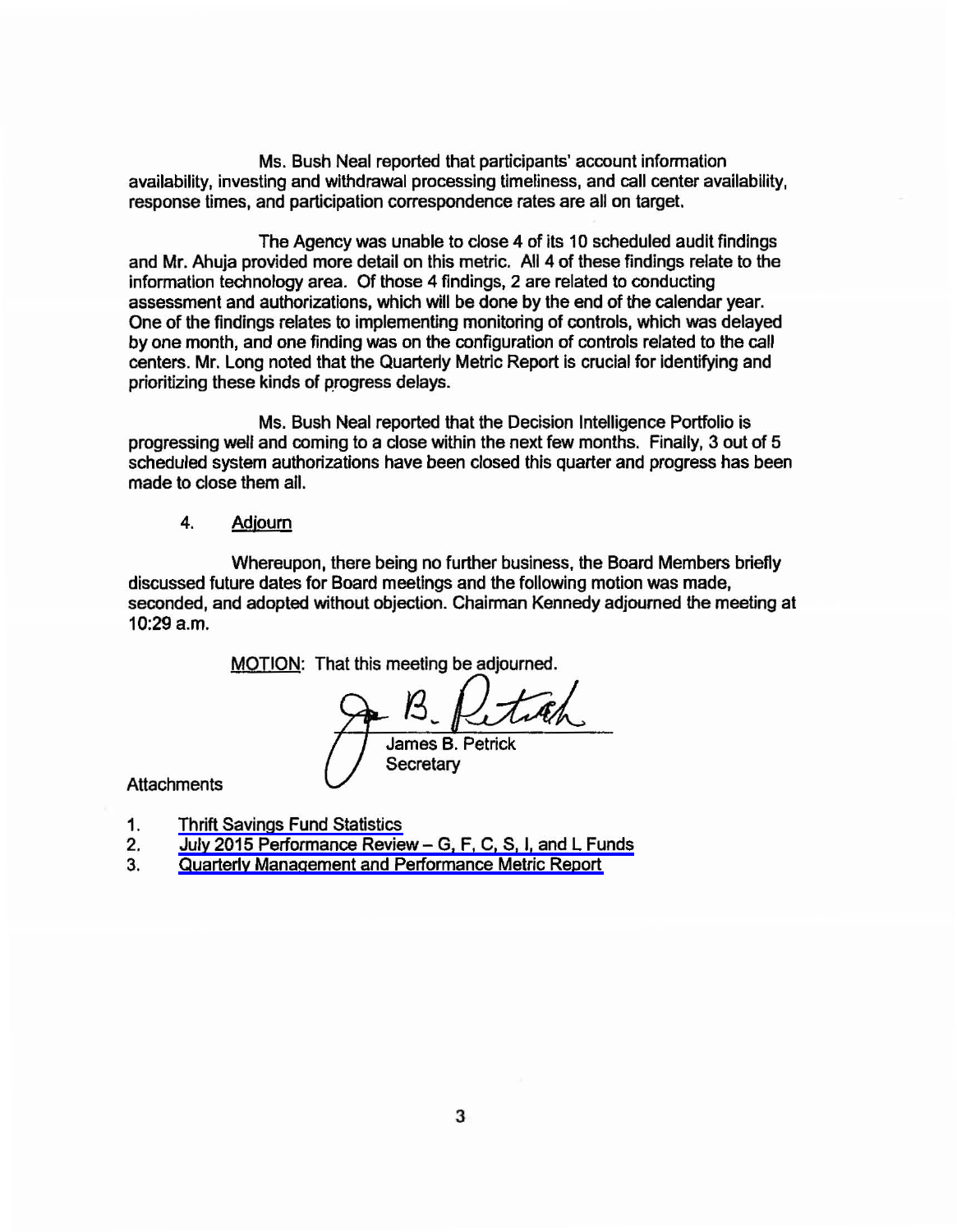Ms. Bush Neal reported that participants' account information availability, investing and withdrawal processing timeliness, and call center availability, response times, and participation correspondence rates are all on target.

The Agency was unable to close 4 of its 10 scheduled audit findings and Mr. Ahuja provided more detail on this metric. All 4 of these findings relate to the information technology area. Of those 4 findings, 2 are related to conducting assessment and authorizations, which will be done by the end of the calendar year. One of the findings relates to implementing monitoring of controls, which was delayed by one month, and one finding was on the configuration of controls related to the call centers. Mr. Long noted that the Quarterly Metric Report is crucial for identifying and prioritizing these kinds of progress delays.

Ms. Bush Neal reported that the Decision Intelligence Portfolio is progressing well and coming to a close within the next few months. Finally, 3 out of 5 scheduled system authorizations have been closed this quarter and progress has been made to close them all.

4. <u>Adjourn</u>

Whereupon, there being no further business, the Board Members briefly discussed future dates for Board meetings and the following motion was made, seconded, and adopted without objection. Chairman Kennedy adjourned the meeting at 10:29 a.m.

<u>MOTION</u>: That this meeting be adjourned.

James B. Petrick
Secretary

Attachments

1. Thrift Savings Fund Statistics
2. July 2015 Performance Review – G, F, C, S, I, and L Funds
3. Quarterly Management and Performance Metric Report